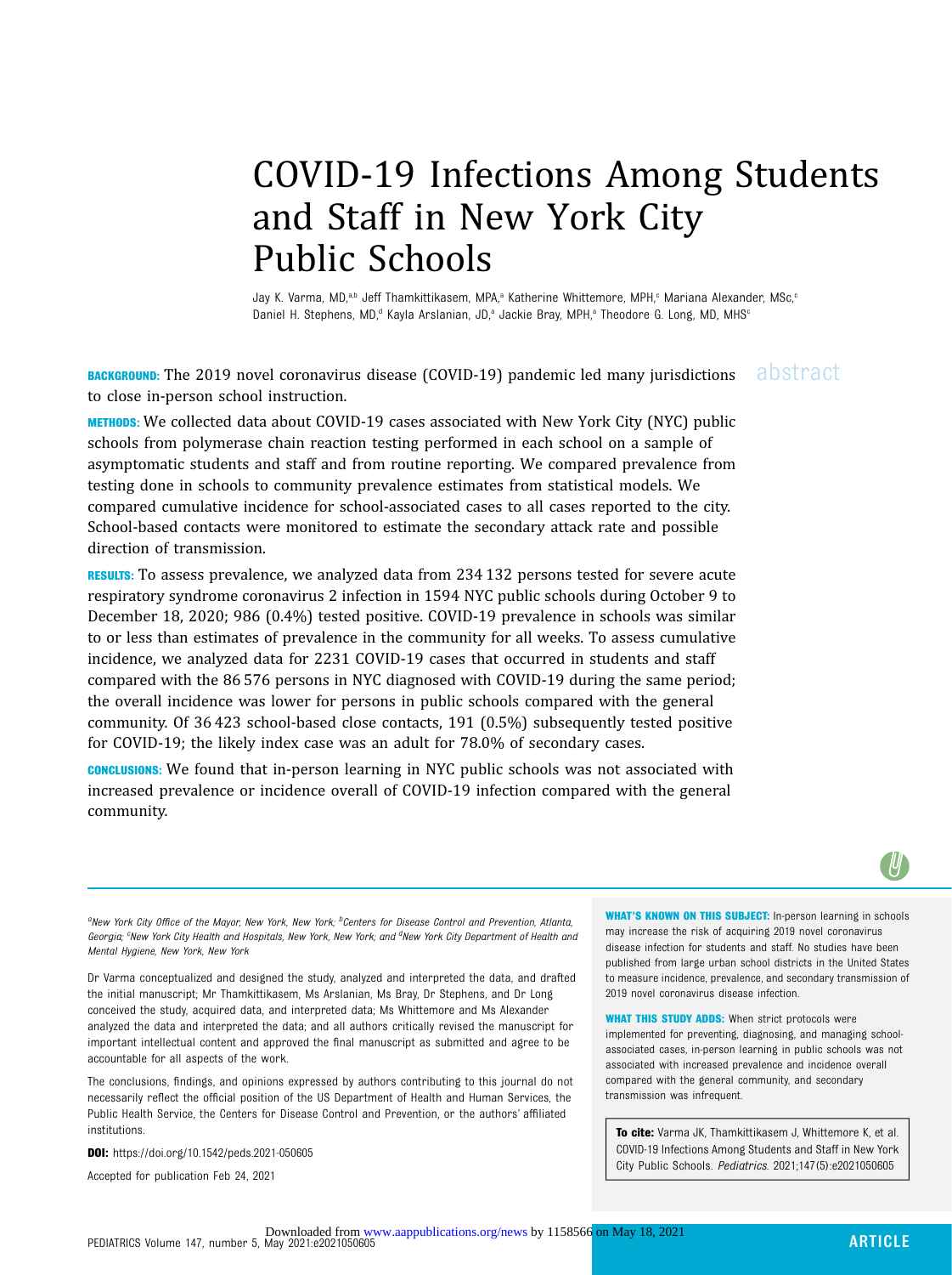# COVID-19 Infections Among Students and Staff in New York City Public Schools

Jay K. Varma, MD,[a,b] Jeff Thamkittikasem, MPA,[a] Katherine Whittemore, MPH,[c] Mariana Alexander, MSc,[c] Daniel H. Stephens, MD,[d] Kayla Arslanian, JD,[a] Jackie Bray, MPH,[a] Theodore G. Long, MD, MHS[c]

## abstract

**BACKGROUND:** The 2019 novel coronavirus disease (COVID-19) pandemic led many jurisdictions to close in-person school instruction.

**METHODS:** We collected data about COVID-19 cases associated with New York City (NYC) public schools from polymerase chain reaction testing performed in each school on a sample of asymptomatic students and staff and from routine reporting. We compared prevalence from testing done in schools to community prevalence estimates from statistical models. We compared cumulative incidence for school-associated cases to all cases reported to the city. School-based contacts were monitored to estimate the secondary attack rate and possible direction of transmission.

**RESULTS:** To assess prevalence, we analyzed data from 234 132 persons tested for severe acute respiratory syndrome coronavirus 2 infection in 1594 NYC public schools during October 9 to December 18, 2020; 986 (0.4%) tested positive. COVID-19 prevalence in schools was similar to or less than estimates of prevalence in the community for all weeks. To assess cumulative incidence, we analyzed data for 2231 COVID-19 cases that occurred in students and staff compared with the 86 576 persons in NYC diagnosed with COVID-19 during the same period; the overall incidence was lower for persons in public schools compared with the general community. Of 36 423 school-based close contacts, 191 (0.5%) subsequently tested positive for COVID-19; the likely index case was an adult for 78.0% of secondary cases.

**CONCLUSIONS:** We found that in-person learning in NYC public schools was not associated with increased prevalence or incidence overall of COVID-19 infection compared with the general community.

*[a]New York City Office of the Mayor, New York, New York; [b]Centers for Disease Control and Prevention, Atlanta, Georgia; [c]New York City Health and Hospitals, New York, New York; and [d]New York City Department of Health and Mental Hygiene, New York, New York*

Dr Varma conceptualized and designed the study, analyzed and interpreted the data, and drafted the initial manuscript; Mr Thamkittikasem, Ms Arslanian, Ms Bray, Dr Stephens, and Dr Long conceived the study, acquired data, and interpreted data; Ms Whittemore and Ms Alexander analyzed the data and interpreted the data; and all authors critically revised the manuscript for important intellectual content and approved the final manuscript as submitted and agree to be accountable for all aspects of the work.

The conclusions, findings, and opinions expressed by authors contributing to this journal do not necessarily reflect the official position of the US Department of Health and Human Services, the Public Health Service, the Centers for Disease Control and Prevention, or the authors' affiliated institutions.

**DOI:** https://doi.org/10.1542/peds.2021-050605

Accepted for publication Feb 24, 2021

**WHAT'S KNOWN ON THIS SUBJECT:** In-person learning in schools may increase the risk of acquiring 2019 novel coronavirus disease infection for students and staff. No studies have been published from large urban school districts in the United States to measure incidence, prevalence, and secondary transmission of 2019 novel coronavirus disease infection.

**WHAT THIS STUDY ADDS:** When strict protocols were implemented for preventing, diagnosing, and managing school-associated cases, in-person learning in public schools was not associated with increased prevalence and incidence overall compared with the general community, and secondary transmission was infrequent.

**To cite:** Varma JK, Thamkittikasem J, Whittemore K, et al. COVID-19 Infections Among Students and Staff in New York City Public Schools. *Pediatrics.* 2021;147(5):e2021050605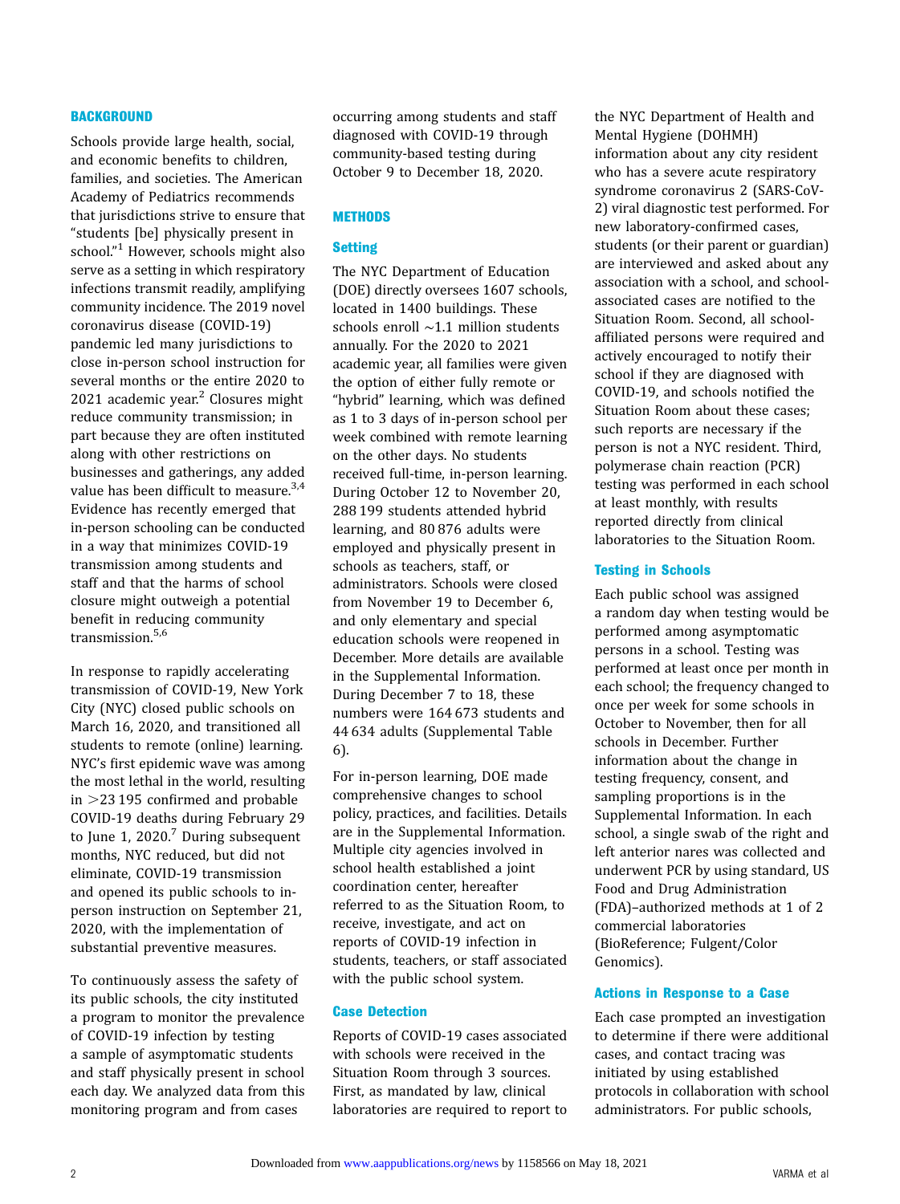## BACKGROUND

Schools provide large health, social, and economic benefits to children, families, and societies. The American Academy of Pediatrics recommends that jurisdictions strive to ensure that "students [be] physically present in school."[1] However, schools might also serve as a setting in which respiratory infections transmit readily, amplifying community incidence. The 2019 novel coronavirus disease (COVID-19) pandemic led many jurisdictions to close in-person school instruction for several months or the entire 2020 to 2021 academic year.[2] Closures might reduce community transmission; in part because they are often instituted along with other restrictions on businesses and gatherings, any added value has been difficult to measure.[3,4] Evidence has recently emerged that in-person schooling can be conducted in a way that minimizes COVID-19 transmission among students and staff and that the harms of school closure might outweigh a potential benefit in reducing community transmission.[5,6]

In response to rapidly accelerating transmission of COVID-19, New York City (NYC) closed public schools on March 16, 2020, and transitioned all students to remote (online) learning. NYC's first epidemic wave was among the most lethal in the world, resulting in >23 195 confirmed and probable COVID-19 deaths during February 29 to June 1, 2020.[7] During subsequent months, NYC reduced, but did not eliminate, COVID-19 transmission and opened its public schools to in-person instruction on September 21, 2020, with the implementation of substantial preventive measures.

To continuously assess the safety of its public schools, the city instituted a program to monitor the prevalence of COVID-19 infection by testing a sample of asymptomatic students and staff physically present in school each day. We analyzed data from this monitoring program and from cases occurring among students and staff diagnosed with COVID-19 through community-based testing during October 9 to December 18, 2020.

## METHODS

### Setting

The NYC Department of Education (DOE) directly oversees 1607 schools, located in 1400 buildings. These schools enroll ~1.1 million students annually. For the 2020 to 2021 academic year, all families were given the option of either fully remote or "hybrid" learning, which was defined as 1 to 3 days of in-person school per week combined with remote learning on the other days. No students received full-time, in-person learning. During October 12 to November 20, 288 199 students attended hybrid learning, and 80 876 adults were employed and physically present in schools as teachers, staff, or administrators. Schools were closed from November 19 to December 6, and only elementary and special education schools were reopened in December. More details are available in the Supplemental Information. During December 7 to 18, these numbers were 164 673 students and 44 634 adults (Supplemental Table 6).

For in-person learning, DOE made comprehensive changes to school policy, practices, and facilities. Details are in the Supplemental Information. Multiple city agencies involved in school health established a joint coordination center, hereafter referred to as the Situation Room, to receive, investigate, and act on reports of COVID-19 infection in students, teachers, or staff associated with the public school system.

### Case Detection

Reports of COVID-19 cases associated with schools were received in the Situation Room through 3 sources. First, as mandated by law, clinical laboratories are required to report to the NYC Department of Health and Mental Hygiene (DOHMH) information about any city resident who has a severe acute respiratory syndrome coronavirus 2 (SARS-CoV-2) viral diagnostic test performed. For new laboratory-confirmed cases, students (or their parent or guardian) are interviewed and asked about any association with a school, and school-associated cases are notified to the Situation Room. Second, all school-affiliated persons were required and actively encouraged to notify their school if they are diagnosed with COVID-19, and schools notified the Situation Room about these cases; such reports are necessary if the person is not a NYC resident. Third, polymerase chain reaction (PCR) testing was performed in each school at least monthly, with results reported directly from clinical laboratories to the Situation Room.

### Testing in Schools

Each public school was assigned a random day when testing would be performed among asymptomatic persons in a school. Testing was performed at least once per month in each school; the frequency changed to once per week for some schools in October to November, then for all schools in December. Further information about the change in testing frequency, consent, and sampling proportions is in the Supplemental Information. In each school, a single swab of the right and left anterior nares was collected and underwent PCR by using standard, US Food and Drug Administration (FDA)–authorized methods at 1 of 2 commercial laboratories (BioReference; Fulgent/Color Genomics).

### Actions in Response to a Case

Each case prompted an investigation to determine if there were additional cases, and contact tracing was initiated by using established protocols in collaboration with school administrators. For public schools,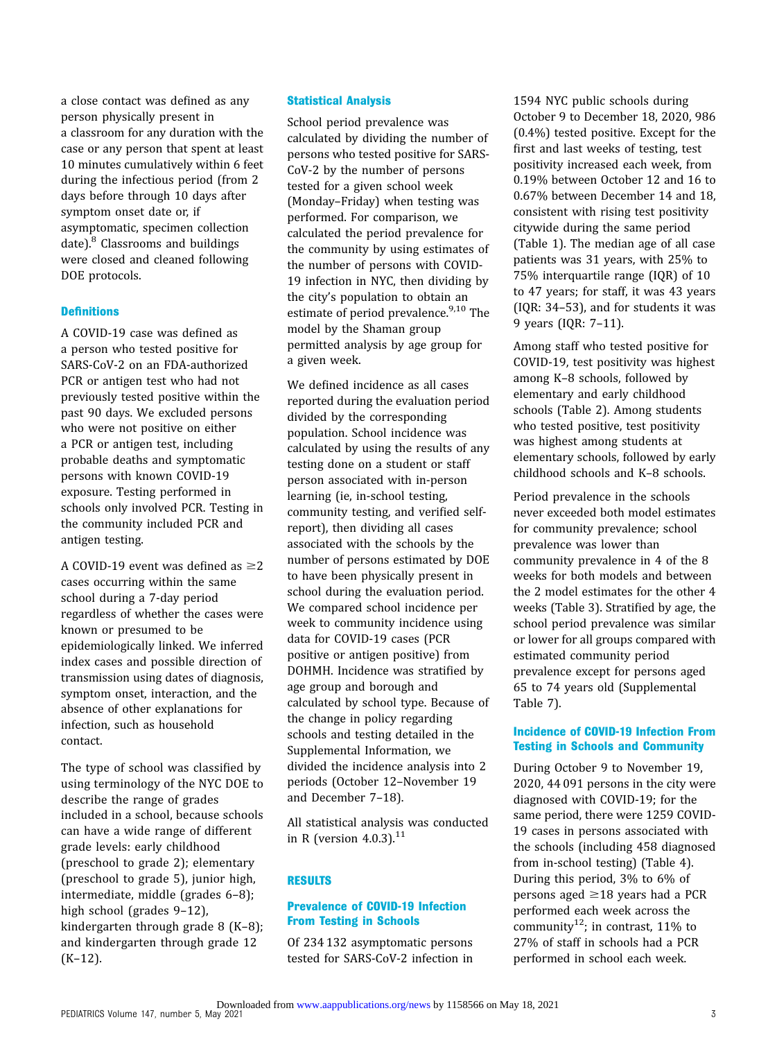a close contact was defined as any person physically present in a classroom for any duration with the case or any person that spent at least 10 minutes cumulatively within 6 feet during the infectious period (from 2 days before through 10 days after symptom onset date or, if asymptomatic, specimen collection date).[8] Classrooms and buildings were closed and cleaned following DOE protocols.

### Definitions

A COVID-19 case was defined as a person who tested positive for SARS-CoV-2 on an FDA-authorized PCR or antigen test who had not previously tested positive within the past 90 days. We excluded persons who were not positive on either a PCR or antigen test, including probable deaths and symptomatic persons with known COVID-19 exposure. Testing performed in schools only involved PCR. Testing in the community included PCR and antigen testing.

A COVID-19 event was defined as ≥2 cases occurring within the same school during a 7-day period regardless of whether the cases were known or presumed to be epidemiologically linked. We inferred index cases and possible direction of transmission using dates of diagnosis, symptom onset, interaction, and the absence of other explanations for infection, such as household contact.

The type of school was classified by using terminology of the NYC DOE to describe the range of grades included in a school, because schools can have a wide range of different grade levels: early childhood (preschool to grade 2); elementary (preschool to grade 5), junior high, intermediate, middle (grades 6–8); high school (grades 9–12), kindergarten through grade 8 (K–8); and kindergarten through grade 12 (K–12).

### Statistical Analysis

School period prevalence was calculated by dividing the number of persons who tested positive for SARS-CoV-2 by the number of persons tested for a given school week (Monday–Friday) when testing was performed. For comparison, we calculated the period prevalence for the community by using estimates of the number of persons with COVID-19 infection in NYC, then dividing by the city's population to obtain an estimate of period prevalence.[9,10] The model by the Shaman group permitted analysis by age group for a given week.

We defined incidence as all cases reported during the evaluation period divided by the corresponding population. School incidence was calculated by using the results of any testing done on a student or staff person associated with in-person learning (ie, in-school testing, community testing, and verified self-report), then dividing all cases associated with the schools by the number of persons estimated by DOE to have been physically present in school during the evaluation period. We compared school incidence per week to community incidence using data for COVID-19 cases (PCR positive or antigen positive) from DOHMH. Incidence was stratified by age group and borough and calculated by school type. Because of the change in policy regarding schools and testing detailed in the Supplemental Information, we divided the incidence analysis into 2 periods (October 12–November 19 and December 7–18).

All statistical analysis was conducted in R (version 4.0.3).[11]

## RESULTS

### Prevalence of COVID-19 Infection From Testing in Schools

Of 234 132 asymptomatic persons tested for SARS-CoV-2 infection in 1594 NYC public schools during October 9 to December 18, 2020, 986 (0.4%) tested positive. Except for the first and last weeks of testing, test positivity increased each week, from 0.19% between October 12 and 16 to 0.67% between December 14 and 18, consistent with rising test positivity citywide during the same period (Table 1). The median age of all case patients was 31 years, with 25% to 75% interquartile range (IQR) of 10 to 47 years; for staff, it was 43 years (IQR: 34–53), and for students it was 9 years (IQR: 7–11).

Among staff who tested positive for COVID-19, test positivity was highest among K–8 schools, followed by elementary and early childhood schools (Table 2). Among students who tested positive, test positivity was highest among students at elementary schools, followed by early childhood schools and K–8 schools.

Period prevalence in the schools never exceeded both model estimates for community prevalence; school prevalence was lower than community prevalence in 4 of the 8 weeks for both models and between the 2 model estimates for the other 4 weeks (Table 3). Stratified by age, the school period prevalence was similar or lower for all groups compared with estimated community period prevalence except for persons aged 65 to 74 years old (Supplemental Table 7).

### Incidence of COVID-19 Infection From Testing in Schools and Community

During October 9 to November 19, 2020, 44 091 persons in the city were diagnosed with COVID-19; for the same period, there were 1259 COVID-19 cases in persons associated with the schools (including 458 diagnosed from in-school testing) (Table 4). During this period, 3% to 6% of persons aged ≥18 years had a PCR performed each week across the community[12]; in contrast, 11% to 27% of staff in schools had a PCR performed in school each week.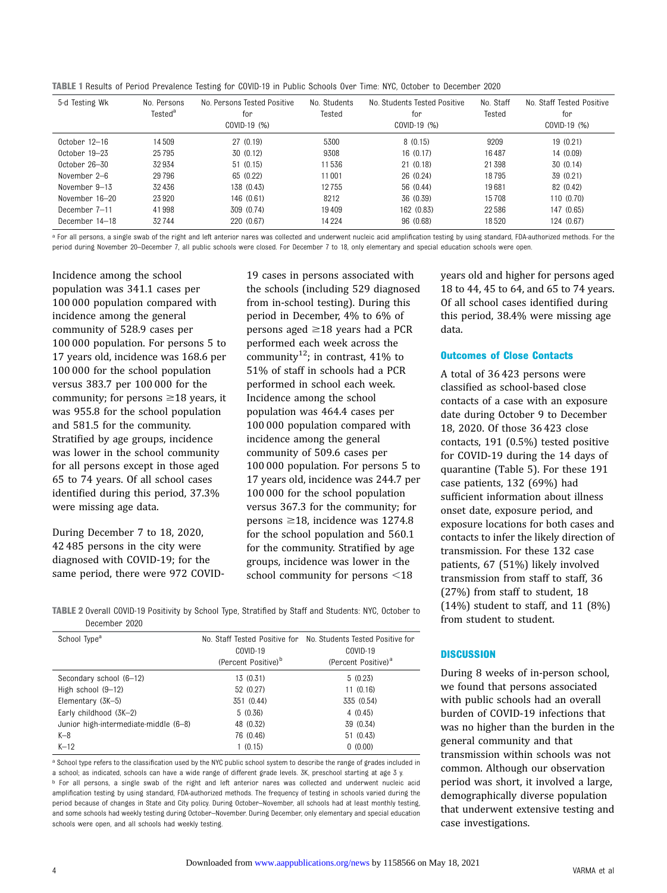**TABLE 1** Results of Period Prevalence Testing for COVID-19 in Public Schools Over Time: NYC, October to December 2020

| 5-d Testing Wk | No. Persons Tested[a] | No. Persons Tested Positive for COVID-19 (%) | No. Students Tested | No. Students Tested Positive for COVID-19 (%) | No. Staff Tested | No. Staff Tested Positive for COVID-19 (%) |
|---|---|---|---|---|---|---|
| October 12–16 | 14 509 | 27 (0.19) | 5300 | 8 (0.15) | 9209 | 19 (0.21) |
| October 19–23 | 25 795 | 30 (0.12) | 9308 | 16 (0.17) | 16 487 | 14 (0.09) |
| October 26–30 | 32 934 | 51 (0.15) | 11 536 | 21 (0.18) | 21 398 | 30 (0.14) |
| November 2–6 | 29 796 | 65 (0.22) | 11 001 | 26 (0.24) | 18 795 | 39 (0.21) |
| November 9–13 | 32 436 | 138 (0.43) | 12 755 | 56 (0.44) | 19 681 | 82 (0.42) |
| November 16–20 | 23 920 | 146 (0.61) | 8212 | 36 (0.39) | 15 708 | 110 (0.70) |
| December 7–11 | 41 998 | 309 (0.74) | 19 409 | 162 (0.83) | 22 586 | 147 (0.65) |
| December 14–18 | 32 744 | 220 (0.67) | 14 224 | 96 (0.68) | 18 520 | 124 (0.67) |

[a] For all persons, a single swab of the right and left anterior nares was collected and underwent nucleic acid amplification testing by using standard, FDA-authorized methods. For the period during November 20–December 7, all public schools were closed. For December 7 to 18, only elementary and special education schools were open.

Incidence among the school population was 341.1 cases per 100 000 population compared with incidence among the general community of 528.9 cases per 100 000 population. For persons 5 to 17 years old, incidence was 168.6 per 100 000 for the school population versus 383.7 per 100 000 for the community; for persons ≥18 years, it was 955.8 for the school population and 581.5 for the community. Stratified by age groups, incidence was lower in the school community for all persons except in those aged 65 to 74 years. Of all school cases identified during this period, 37.3% were missing age data.

During December 7 to 18, 2020, 42 485 persons in the city were diagnosed with COVID-19; for the same period, there were 972 COVID-19 cases in persons associated with the schools (including 529 diagnosed from in-school testing). During this period in December, 4% to 6% of persons aged ≥18 years had a PCR performed each week across the community[12]; in contrast, 41% to 51% of staff in schools had a PCR performed in school each week. Incidence among the school population was 464.4 cases per 100 000 population compared with incidence among the general community of 509.6 cases per 100 000 population. For persons 5 to 17 years old, incidence was 244.7 per 100 000 for the school population versus 367.3 for the community; for persons ≥18, incidence was 1274.8 for the school population and 560.1 for the community. Stratified by age groups, incidence was lower in the school community for persons <18 years old and higher for persons aged 18 to 44, 45 to 64, and 65 to 74 years. Of all school cases identified during this period, 38.4% were missing age data.

### Outcomes of Close Contacts

A total of 36 423 persons were classified as school-based close contacts of a case with an exposure date during October 9 to December 18, 2020. Of those 36 423 close contacts, 191 (0.5%) tested positive for COVID-19 during the 14 days of quarantine (Table 5). For these 191 case patients, 132 (69%) had sufficient information about illness onset date, exposure period, and exposure locations for both cases and contacts to infer the likely direction of transmission. For these 132 case patients, 67 (51%) likely involved transmission from staff to staff, 36 (27%) from staff to student, 18 (14%) student to staff, and 11 (8%) from student to student.

**TABLE 2** Overall COVID-19 Positivity by School Type, Stratified by Staff and Students: NYC, October to December 2020

| School Type[a] | No. Staff Tested Positive for COVID-19 (Percent Positive)[b] | No. Students Tested Positive for COVID-19 (Percent Positive)[a] |
|---|---|---|
| Secondary school (6–12) | 13 (0.31) | 5 (0.23) |
| High school (9–12) | 52 (0.27) | 11 (0.16) |
| Elementary (3K–5) | 351 (0.44) | 335 (0.54) |
| Early childhood (3K–2) | 5 (0.36) | 4 (0.45) |
| Junior high-intermediate-middle (6–8) | 48 (0.32) | 39 (0.34) |
| K–8 | 76 (0.46) | 51 (0.43) |
| K–12 | 1 (0.15) | 0 (0.00) |

[a] School type refers to the classification used by the NYC public school system to describe the range of grades included in a school; as indicated, schools can have a wide range of different grade levels. 3K, preschool starting at age 3 y.
[b] For all persons, a single swab of the right and left anterior nares was collected and underwent nucleic acid amplification testing by using standard, FDA-authorized methods. The frequency of testing in schools varied during the period because of changes in State and City policy. During October–November, all schools had at least monthly testing, and some schools had weekly testing during October–November. During December, only elementary and special education schools were open, and all schools had weekly testing.

## DISCUSSION

During 8 weeks of in-person school, we found that persons associated with public schools had an overall burden of COVID-19 infections that was no higher than the burden in the general community and that transmission within schools was not common. Although our observation period was short, it involved a large, demographically diverse population that underwent extensive testing and case investigations.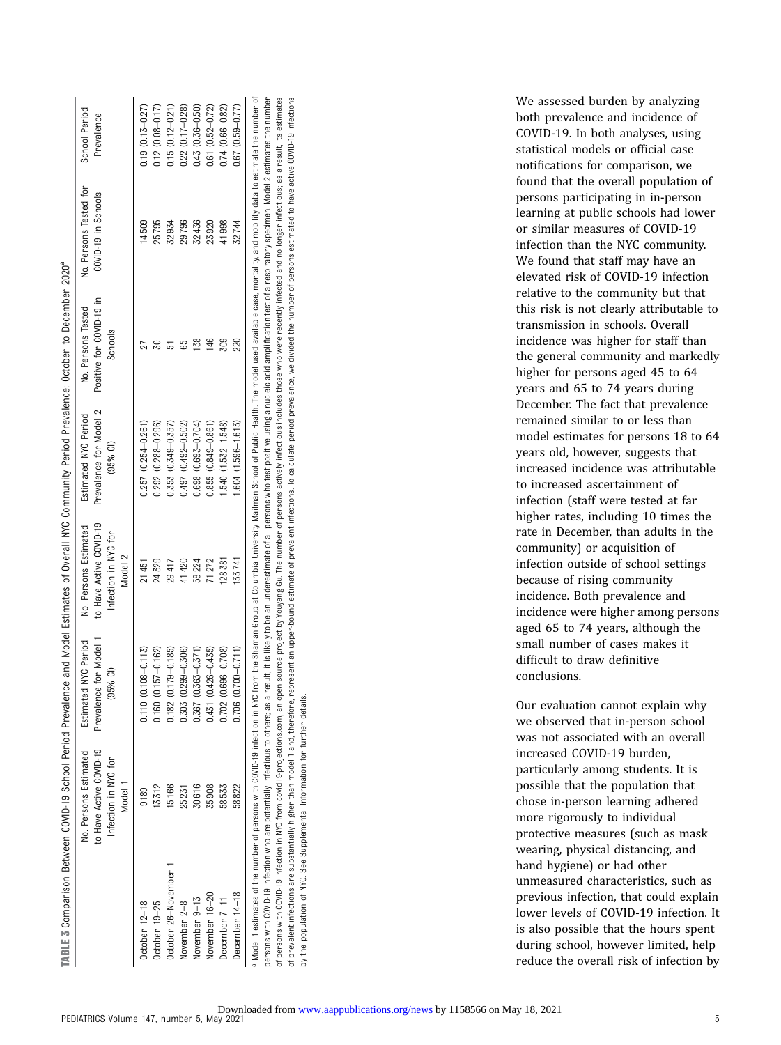**TABLE 3** Comparison Between COVID-19 School Period Prevalence and Model Estimates of Overall NYC Community Period Prevalence: October to December 2020[a]

| | No. Persons Estimated to Have Active COVID-19 Infection in NYC for Model 1 | Estimated NYC Period Prevalence for Model 1 (95% CI) | No. Persons Estimated to Have Active COVID-19 Infection in NYC for Model 2 | Estimated NYC Period Prevalence for Model 2 (95% CI) | No. Persons Tested Positive for COVID-19 in Schools | No. Persons Tested for COVID-19 in Schools | School Period Prevalence |
|---|---|---|---|---|---|---|---|
| October 12–18 | 9189 | 0.110 (0.108–0.113) | 21 451 | 0.257 (0.254–0.261) | 27 | 14 509 | 0.19 (0.13–0.27) |
| October 19–25 | 13 312 | 0.160 (0.157–0.162) | 24 329 | 0.292 (0.288–0.296) | 30 | 25 795 | 0.12 (0.08–0.17) |
| October 26–November 1 | 15 166 | 0.182 (0.179–0.185) | 29 417 | 0.353 (0.349–0.357) | 51 | 32 934 | 0.15 (0.12–0.21) |
| November 2–8 | 25 231 | 0.303 (0.299–0.306) | 41 420 | 0.497 (0.492–0.502) | 65 | 29 796 | 0.22 (0.17–0.28) |
| November 9–13 | 30 616 | 0.367 (0.363–0.371) | 58 224 | 0.698 (0.693–0.704) | 138 | 32 436 | 0.43 (0.36–0.50) |
| November 16–20 | 35 908 | 0.431 (0.426–0.435) | 71 272 | 0.855 (0.849–0.861) | 146 | 23 920 | 0.61 (0.52–0.72) |
| December 7–11 | 58 533 | 0.702 (0.696–0.708) | 128 381 | 1.540 (1.532–1.548) | 309 | 41 998 | 0.74 (0.66–0.82) |
| December 14–18 | 58 822 | 0.706 (0.700–0.711) | 133 741 | 1.604 (1.596–1.613) | 220 | 32 744 | 0.67 (0.59–0.77) |

[a] Model 1 estimates of the number of persons with COVID-19 infection in NYC from the Shaman Group at Columbia University Mailman School of Public Health. The model used available case, mortality, and mobility data to estimate the number of persons with COVID-19 infection who are potentially infectious to others; as a result, it is likely to be an underestimate of all persons who test positive using a nucleic acid amplification test of a respiratory specimen. Model 2 estimates the number of persons with COVID-19 infection in NYC from covid19-projections.com, an open source project by Youyang Gu. The number of persons actively infectious includes those who were recently infected and no longer infectious; as a result, its estimates of prevalent infections are substantially higher than model 1 and, therefore, represent an upper-bound estimate of prevalent infections. To calculate period prevalence, we divided the number of persons estimated to have active COVID-19 infections by the population of NYC. See Supplemental Information for further details.

We assessed burden by analyzing both prevalence and incidence of COVID-19. In both analyses, using statistical models or official case notifications for comparison, we found that the overall population of persons participating in in-person learning at public schools had lower or similar measures of COVID-19 infection than the NYC community. We found that staff may have an elevated risk of COVID-19 infection relative to the community but that this risk is not clearly attributable to transmission in schools. Overall incidence was higher for staff than the general community and markedly higher for persons aged 45 to 64 years and 65 to 74 years during December. The fact that prevalence remained similar to or less than model estimates for persons 18 to 64 years old, however, suggests that increased incidence was attributable to increased ascertainment of infection (staff were tested at far higher rates, including 10 times the rate in December, than adults in the community) or acquisition of infection outside of school settings because of rising community incidence. Both prevalence and incidence were higher among persons aged 65 to 74 years, although the small number of cases makes it difficult to draw definitive conclusions.

Our evaluation cannot explain why we observed that in-person school was not associated with an overall increased COVID-19 burden, particularly among students. It is possible that the population that chose in-person learning adhered more rigorously to individual protective measures (such as mask wearing, physical distancing, and hand hygiene) or had other unmeasured characteristics, such as previous infection, that could explain lower levels of COVID-19 infection. It is also possible that the hours spent during school, however limited, help reduce the overall risk of infection by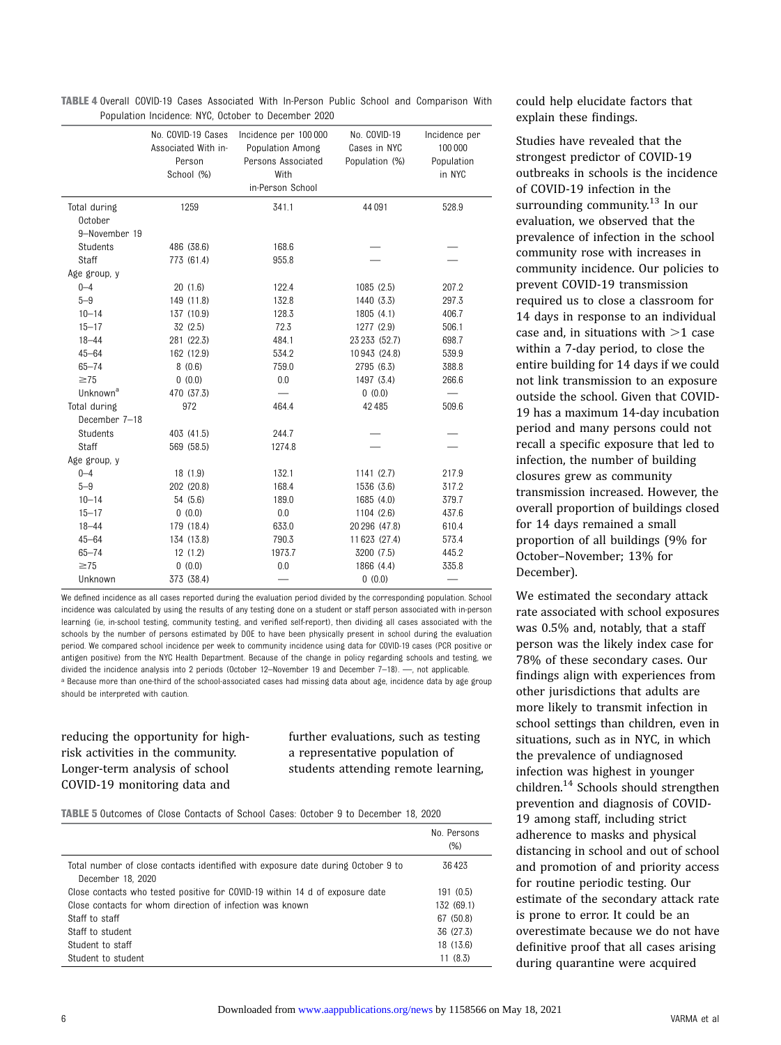**TABLE 4** Overall COVID-19 Cases Associated With In-Person Public School and Comparison With Population Incidence: NYC, October to December 2020

| | No. COVID-19 Cases Associated With in-Person School (%) | Incidence per 100 000 Population Among Persons Associated With in-Person School | No. COVID-19 Cases in NYC Population (%) | Incidence per 100 000 Population in NYC |
|---|---|---|---|---|
| Total during October 9–November 19 | 1259 | 341.1 | 44 091 | 528.9 |
| Students | 486 (38.6) | 168.6 | — | — |
| Staff | 773 (61.4) | 955.8 | — | — |
| Age group, y | | | | |
| 0–4 | 20 (1.6) | 122.4 | 1085 (2.5) | 207.2 |
| 5–9 | 149 (11.8) | 132.8 | 1440 (3.3) | 297.3 |
| 10–14 | 137 (10.9) | 128.3 | 1805 (4.1) | 406.7 |
| 15–17 | 32 (2.5) | 72.3 | 1277 (2.9) | 506.1 |
| 18–44 | 281 (22.3) | 484.1 | 23 233 (52.7) | 698.7 |
| 45–64 | 162 (12.9) | 534.2 | 10 943 (24.8) | 539.9 |
| 65–74 | 8 (0.6) | 759.0 | 2795 (6.3) | 388.8 |
| ≥75 | 0 (0.0) | 0.0 | 1497 (3.4) | 266.6 |
| Unknown[a] | 470 (37.3) | — | 0 (0.0) | — |
| Total during December 7–18 | 972 | 464.4 | 42 485 | 509.6 |
| Students | 403 (41.5) | 244.7 | — | — |
| Staff | 569 (58.5) | 1274.8 | — | — |
| Age group, y | | | | |
| 0–4 | 18 (1.9) | 132.1 | 1141 (2.7) | 217.9 |
| 5–9 | 202 (20.8) | 168.4 | 1536 (3.6) | 317.2 |
| 10–14 | 54 (5.6) | 189.0 | 1685 (4.0) | 379.7 |
| 15–17 | 0 (0.0) | 0.0 | 1104 (2.6) | 437.6 |
| 18–44 | 179 (18.4) | 633.0 | 20 296 (47.8) | 610.4 |
| 45–64 | 134 (13.8) | 790.3 | 11 623 (27.4) | 573.4 |
| 65–74 | 12 (1.2) | 1973.7 | 3200 (7.5) | 445.2 |
| ≥75 | 0 (0.0) | 0.0 | 1866 (4.4) | 335.8 |
| Unknown | 373 (38.4) | — | 0 (0.0) | — |

We defined incidence as all cases reported during the evaluation period divided by the corresponding population. School incidence was calculated by using the results of any testing done on a student or staff person associated with in-person learning (ie, in-school testing, community testing, and verified self-report), then dividing all cases associated with the schools by the number of persons estimated by DOE to have been physically present in school during the evaluation period. We compared school incidence per week to community incidence using data for COVID-19 cases (PCR positive or antigen positive) from the NYC Health Department. Because of the change in policy regarding schools and testing, we divided the incidence analysis into 2 periods (October 12–November 19 and December 7–18). —, not applicable.

[a] Because more than one-third of the school-associated cases had missing data about age, incidence data by age group should be interpreted with caution.

reducing the opportunity for high-risk activities in the community. Longer-term analysis of school COVID-19 monitoring data and further evaluations, such as testing a representative population of students attending remote learning, could help elucidate factors that explain these findings.

**TABLE 5** Outcomes of Close Contacts of School Cases: October 9 to December 18, 2020

| | No. Persons (%) |
|---|---|
| Total number of close contacts identified with exposure date during October 9 to December 18, 2020 | 36 423 |
| Close contacts who tested positive for COVID-19 within 14 d of exposure date | 191 (0.5) |
| Close contacts for whom direction of infection was known | 132 (69.1) |
| Staff to staff | 67 (50.8) |
| Staff to student | 36 (27.3) |
| Student to staff | 18 (13.6) |
| Student to student | 11 (8.3) |

Studies have revealed that the strongest predictor of COVID-19 outbreaks in schools is the incidence of COVID-19 infection in the surrounding community.[13] In our evaluation, we observed that the prevalence of infection in the school community rose with increases in community incidence. Our policies to prevent COVID-19 transmission required us to close a classroom for 14 days in response to an individual case and, in situations with >1 case within a 7-day period, to close the entire building for 14 days if we could not link transmission to an exposure outside the school. Given that COVID-19 has a maximum 14-day incubation period and many persons could not recall a specific exposure that led to infection, the number of building closures grew as community transmission increased. However, the overall proportion of buildings closed for 14 days remained a small proportion of all buildings (9% for October–November; 13% for December).

We estimated the secondary attack rate associated with school exposures was 0.5% and, notably, that a staff person was the likely index case for 78% of these secondary cases. Our findings align with experiences from other jurisdictions that adults are more likely to transmit infection in school settings than children, even in situations, such as in NYC, in which the prevalence of undiagnosed infection was highest in younger children.[14] Schools should strengthen prevention and diagnosis of COVID-19 among staff, including strict adherence to masks and physical distancing in school and out of school and promotion of and priority access for routine periodic testing. Our estimate of the secondary attack rate is prone to error. It could be an overestimate because we do not have definitive proof that all cases arising during quarantine were acquired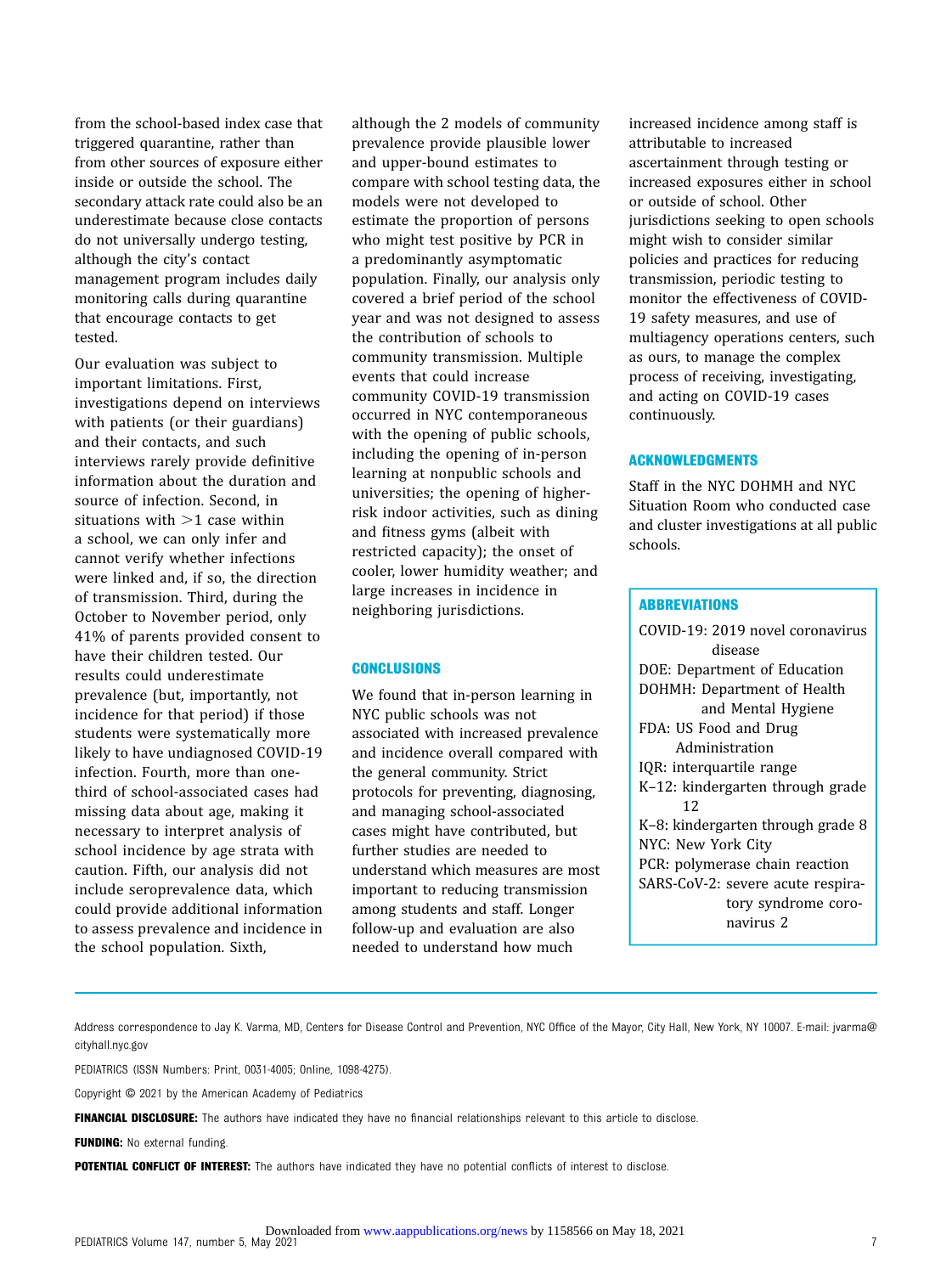from the school-based index case that triggered quarantine, rather than from other sources of exposure either inside or outside the school. The secondary attack rate could also be an underestimate because close contacts do not universally undergo testing, although the city's contact management program includes daily monitoring calls during quarantine that encourage contacts to get tested.

Our evaluation was subject to important limitations. First, investigations depend on interviews with patients (or their guardians) and their contacts, and such interviews rarely provide definitive information about the duration and source of infection. Second, in situations with >1 case within a school, we can only infer and cannot verify whether infections were linked and, if so, the direction of transmission. Third, during the October to November period, only 41% of parents provided consent to have their children tested. Our results could underestimate prevalence (but, importantly, not incidence for that period) if those students were systematically more likely to have undiagnosed COVID-19 infection. Fourth, more than one-third of school-associated cases had missing data about age, making it necessary to interpret analysis of school incidence by age strata with caution. Fifth, our analysis did not include seroprevalence data, which could provide additional information to assess prevalence and incidence in the school population. Sixth, although the 2 models of community prevalence provide plausible lower and upper-bound estimates to compare with school testing data, the models were not developed to estimate the proportion of persons who might test positive by PCR in a predominantly asymptomatic population. Finally, our analysis only covered a brief period of the school year and was not designed to assess the contribution of schools to community transmission. Multiple events that could increase community COVID-19 transmission occurred in NYC contemporaneous with the opening of public schools, including the opening of in-person learning at nonpublic schools and universities; the opening of higher-risk indoor activities, such as dining and fitness gyms (albeit with restricted capacity); the onset of cooler, lower humidity weather; and large increases in incidence in neighboring jurisdictions.

## CONCLUSIONS

We found that in-person learning in NYC public schools was not associated with increased prevalence and incidence overall compared with the general community. Strict protocols for preventing, diagnosing, and managing school-associated cases might have contributed, but further studies are needed to understand which measures are most important to reducing transmission among students and staff. Longer follow-up and evaluation are also needed to understand how much increased incidence among staff is attributable to increased ascertainment through testing or increased exposures either in school or outside of school. Other jurisdictions seeking to open schools might wish to consider similar policies and practices for reducing transmission, periodic testing to monitor the effectiveness of COVID-19 safety measures, and use of multiagency operations centers, such as ours, to manage the complex process of receiving, investigating, and acting on COVID-19 cases continuously.

## ACKNOWLEDGMENTS

Staff in the NYC DOHMH and NYC Situation Room who conducted case and cluster investigations at all public schools.

## ABBREVIATIONS

COVID-19: 2019 novel coronavirus disease
DOE: Department of Education
DOHMH: Department of Health and Mental Hygiene
FDA: US Food and Drug Administration
IQR: interquartile range
K–12: kindergarten through grade 12
K–8: kindergarten through grade 8
NYC: New York City
PCR: polymerase chain reaction
SARS-CoV-2: severe acute respiratory syndrome coronavirus 2

Address correspondence to Jay K. Varma, MD, Centers for Disease Control and Prevention, NYC Office of the Mayor, City Hall, New York, NY 10007. E-mail: jvarma@cityhall.nyc.gov

PEDIATRICS (ISSN Numbers: Print, 0031-4005; Online, 1098-4275).

Copyright © 2021 by the American Academy of Pediatrics

**FINANCIAL DISCLOSURE:** The authors have indicated they have no financial relationships relevant to this article to disclose.

**FUNDING:** No external funding.

**POTENTIAL CONFLICT OF INTEREST:** The authors have indicated they have no potential conflicts of interest to disclose.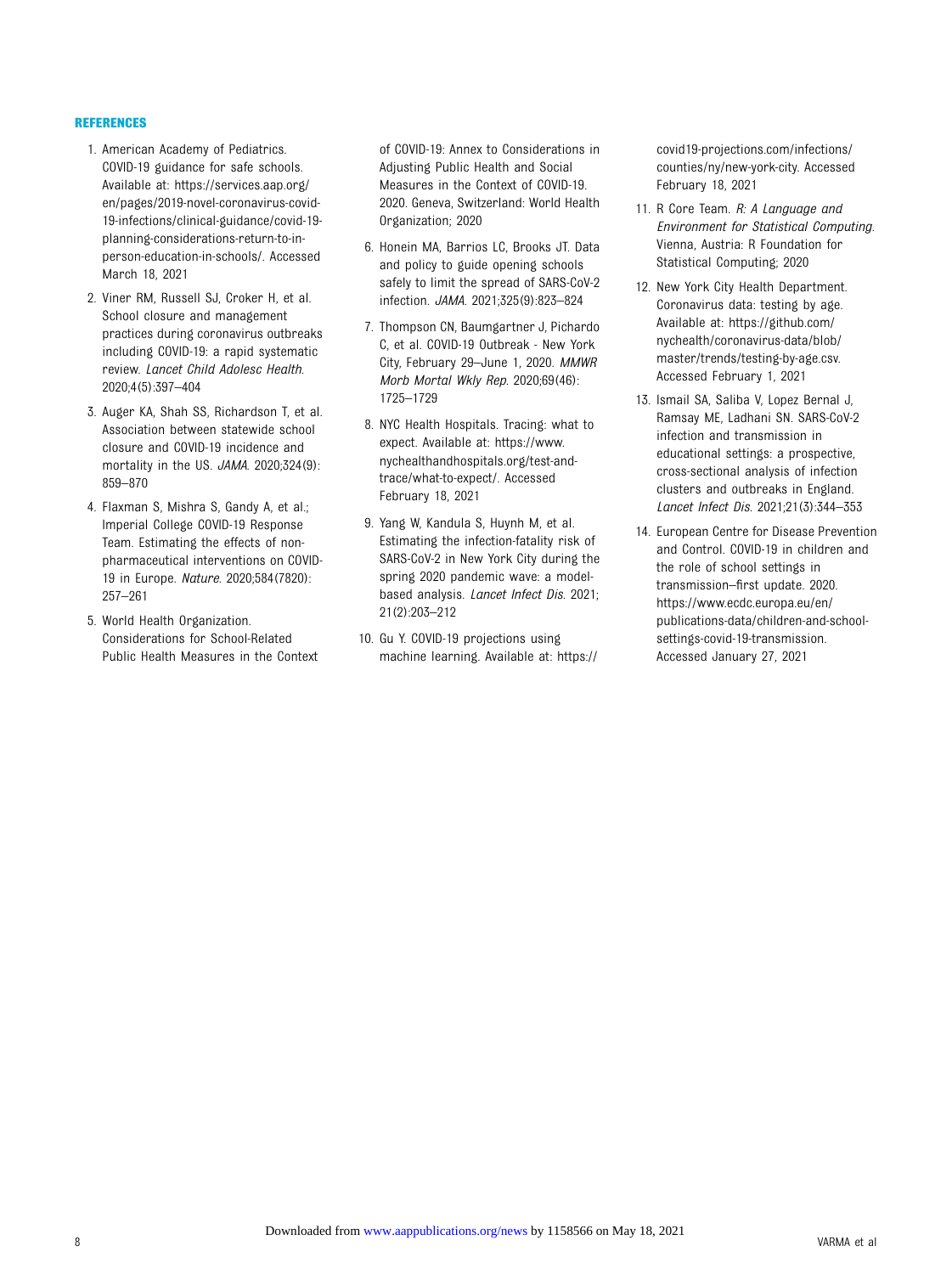## REFERENCES

1. American Academy of Pediatrics. COVID-19 guidance for safe schools. Available at: https://services.aap.org/en/pages/2019-novel-coronavirus-covid-19-infections/clinical-guidance/covid-19-planning-considerations-return-to-in-person-education-in-schools/. Accessed March 18, 2021
2. Viner RM, Russell SJ, Croker H, et al. School closure and management practices during coronavirus outbreaks including COVID-19: a rapid systematic review. *Lancet Child Adolesc Health*. 2020;4(5):397–404
3. Auger KA, Shah SS, Richardson T, et al. Association between statewide school closure and COVID-19 incidence and mortality in the US. *JAMA*. 2020;324(9):859–870
4. Flaxman S, Mishra S, Gandy A, et al.; Imperial College COVID-19 Response Team. Estimating the effects of non-pharmaceutical interventions on COVID-19 in Europe. *Nature*. 2020;584(7820):257–261
5. World Health Organization. Considerations for School-Related Public Health Measures in the Context of COVID-19: Annex to Considerations in Adjusting Public Health and Social Measures in the Context of COVID-19. 2020. Geneva, Switzerland: World Health Organization; 2020
6. Honein MA, Barrios LC, Brooks JT. Data and policy to guide opening schools safely to limit the spread of SARS-CoV-2 infection. *JAMA*. 2021;325(9):823–824
7. Thompson CN, Baumgartner J, Pichardo C, et al. COVID-19 Outbreak - New York City, February 29–June 1, 2020. *MMWR Morb Mortal Wkly Rep*. 2020;69(46):1725–1729
8. NYC Health Hospitals. Tracing: what to expect. Available at: https://www.nychealthandhospitals.org/test-and-trace/what-to-expect/. Accessed February 18, 2021
9. Yang W, Kandula S, Huynh M, et al. Estimating the infection-fatality risk of SARS-CoV-2 in New York City during the spring 2020 pandemic wave: a model-based analysis. *Lancet Infect Dis*. 2021;21(2):203–212
10. Gu Y. COVID-19 projections using machine learning. Available at: https://covid19-projections.com/infections/counties/ny/new-york-city. Accessed February 18, 2021
11. R Core Team. *R: A Language and Environment for Statistical Computing*. Vienna, Austria: R Foundation for Statistical Computing; 2020
12. New York City Health Department. Coronavirus data: testing by age. Available at: https://github.com/nychealth/coronavirus-data/blob/master/trends/testing-by-age.csv. Accessed February 1, 2021
13. Ismail SA, Saliba V, Lopez Bernal J, Ramsay ME, Ladhani SN. SARS-CoV-2 infection and transmission in educational settings: a prospective, cross-sectional analysis of infection clusters and outbreaks in England. *Lancet Infect Dis*. 2021;21(3):344–353
14. European Centre for Disease Prevention and Control. COVID-19 in children and the role of school settings in transmission–first update. 2020. https://www.ecdc.europa.eu/en/publications-data/children-and-school-settings-covid-19-transmission. Accessed January 27, 2021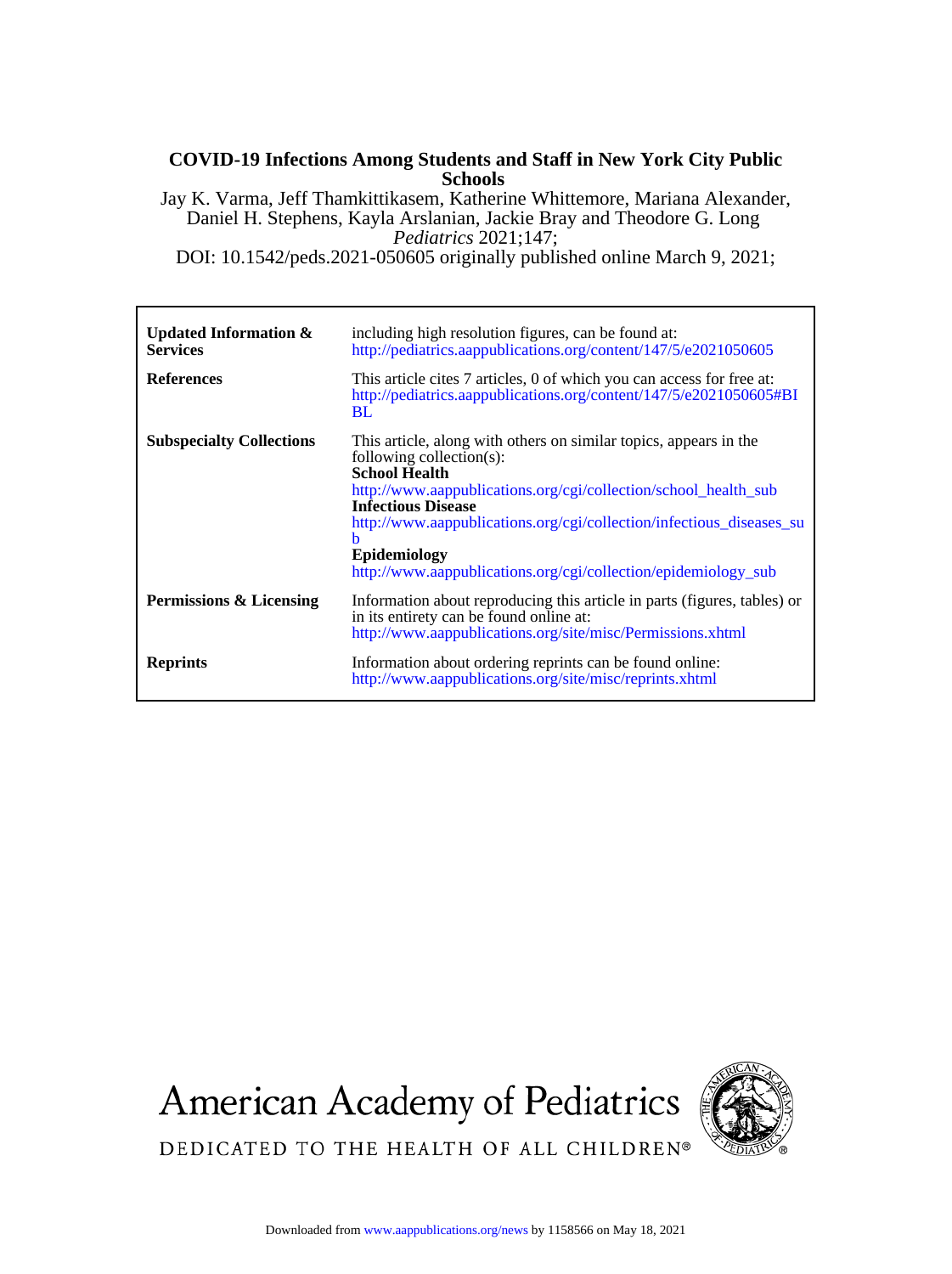**COVID-19 Infections Among Students and Staff in New York City Public Schools**

Jay K. Varma, Jeff Thamkittikasem, Katherine Whittemore, Mariana Alexander, Daniel H. Stephens, Kayla Arslanian, Jackie Bray and Theodore G. Long

*Pediatrics* 2021;147;

DOI: 10.1542/peds.2021-050605 originally published online March 9, 2021;

| | |
|---|---|
| **Updated Information & Services** | including high resolution figures, can be found at: http://pediatrics.aappublications.org/content/147/5/e2021050605 |
| **References** | This article cites 7 articles, 0 of which you can access for free at: http://pediatrics.aappublications.org/content/147/5/e2021050605#BIBL |
| **Subspecialty Collections** | This article, along with others on similar topics, appears in the following collection(s): **School Health** http://www.aappublications.org/cgi/collection/school_health_sub **Infectious Disease** http://www.aappublications.org/cgi/collection/infectious_diseases_sub **Epidemiology** http://www.aappublications.org/cgi/collection/epidemiology_sub |
| **Permissions & Licensing** | Information about reproducing this article in parts (figures, tables) or in its entirety can be found online at: http://www.aappublications.org/site/misc/Permissions.xhtml |
| **Reprints** | Information about ordering reprints can be found online: http://www.aappublications.org/site/misc/reprints.xhtml |

American Academy of Pediatrics

DEDICATED TO THE HEALTH OF ALL CHILDREN®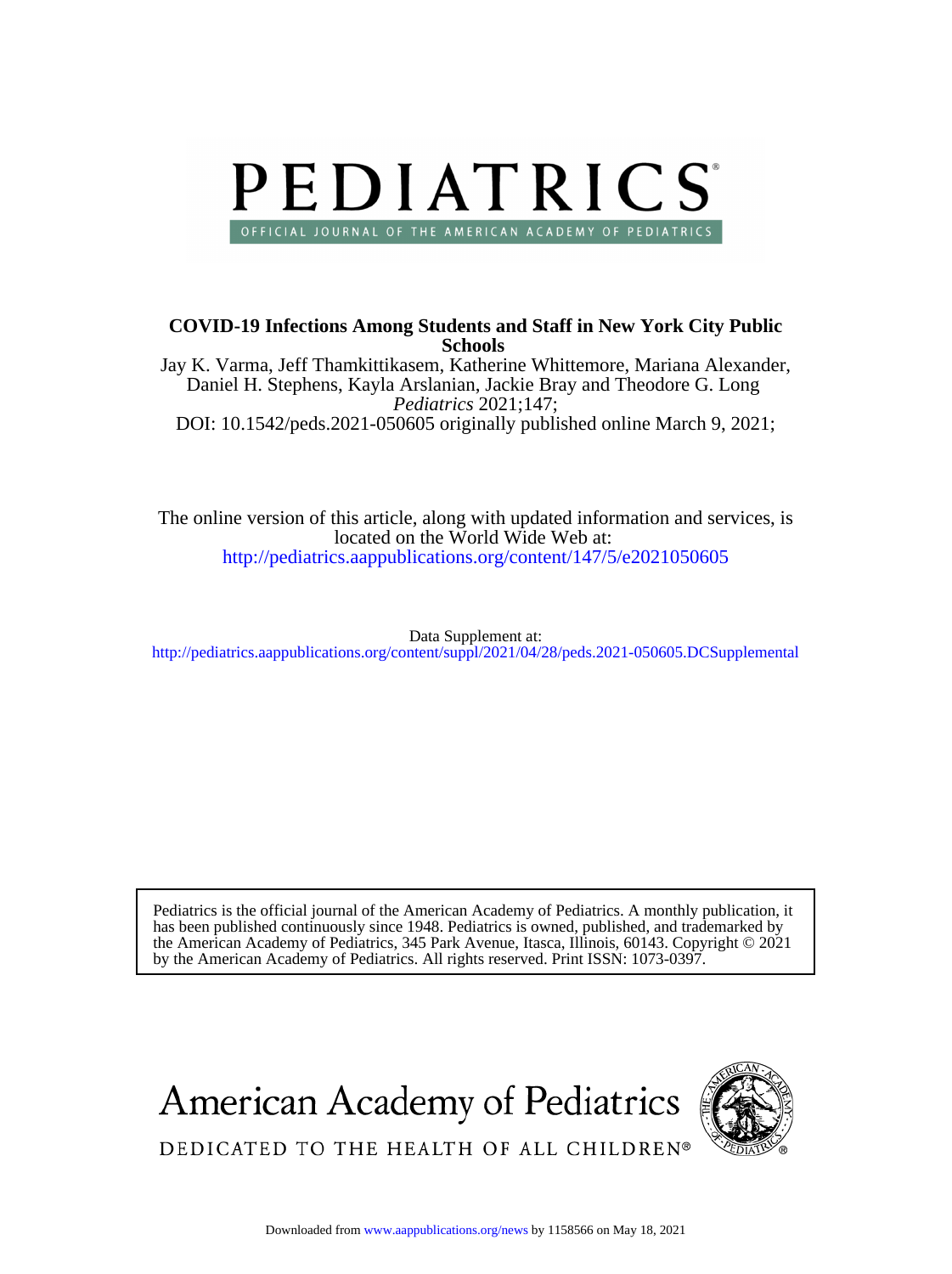# PEDIATRICS

OFFICIAL JOURNAL OF THE AMERICAN ACADEMY OF PEDIATRICS

**COVID-19 Infections Among Students and Staff in New York City Public Schools**

Jay K. Varma, Jeff Thamkittikasem, Katherine Whittemore, Mariana Alexander, Daniel H. Stephens, Kayla Arslanian, Jackie Bray and Theodore G. Long

*Pediatrics* 2021;147;

DOI: 10.1542/peds.2021-050605 originally published online March 9, 2021;

The online version of this article, along with updated information and services, is located on the World Wide Web at:

http://pediatrics.aappublications.org/content/147/5/e2021050605

Data Supplement at:

http://pediatrics.aappublications.org/content/suppl/2021/04/28/peds.2021-050605.DCSupplemental

Pediatrics is the official journal of the American Academy of Pediatrics. A monthly publication, it has been published continuously since 1948. Pediatrics is owned, published, and trademarked by the American Academy of Pediatrics, 345 Park Avenue, Itasca, Illinois, 60143. Copyright © 2021 by the American Academy of Pediatrics. All rights reserved. Print ISSN: 1073-0397.

American Academy of Pediatrics

DEDICATED TO THE HEALTH OF ALL CHILDREN®

Downloaded from www.aappublications.org/news by 1158566 on May 18, 2021